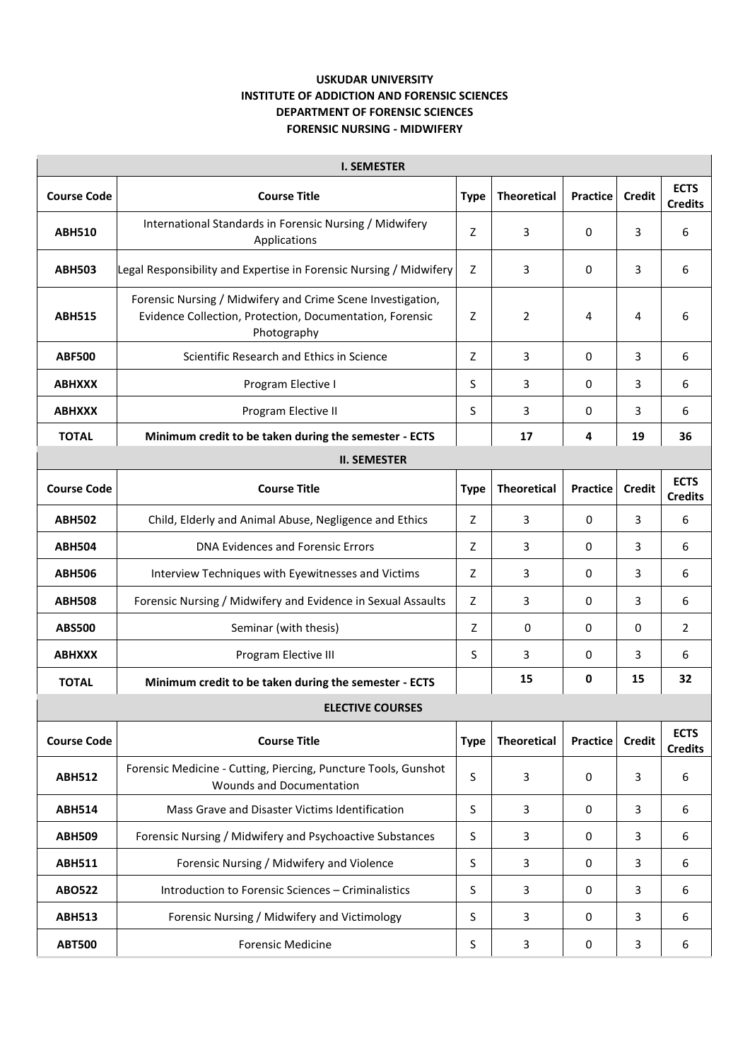**USKUDAR UNIVERSITY**
**INSTITUTE OF ADDICTION AND FORENSIC SCIENCES**
**DEPARTMENT OF FORENSIC SCIENCES**
**FORENSIC NURSING - MIDWIFERY**

| **I. SEMESTER** | | | | | | |
|---|---|---|---|---|---|---|
| **Course Code** | **Course Title** | **Type** | **Theoretical** | **Practice** | **Credit** | **ECTS Credits** |
| **ABH510** | International Standards in Forensic Nursing / Midwifery Applications | Z | 3 | 0 | 3 | 6 |
| **ABH503** | Legal Responsibility and Expertise in Forensic Nursing / Midwifery | Z | 3 | 0 | 3 | 6 |
| **ABH515** | Forensic Nursing / Midwifery and Crime Scene Investigation, Evidence Collection, Protection, Documentation, Forensic Photography | Z | 2 | 4 | 4 | 6 |
| **ABF500** | Scientific Research and Ethics in Science | Z | 3 | 0 | 3 | 6 |
| **ABHXXX** | Program Elective I | S | 3 | 0 | 3 | 6 |
| **ABHXXX** | Program Elective II | S | 3 | 0 | 3 | 6 |
| **TOTAL** | **Minimum credit to be taken during the semester - ECTS** | | **17** | **4** | **19** | **36** |

| **II. SEMESTER** | | | | | | |
|---|---|---|---|---|---|---|
| **Course Code** | **Course Title** | **Type** | **Theoretical** | **Practice** | **Credit** | **ECTS Credits** |
| **ABH502** | Child, Elderly and Animal Abuse, Negligence and Ethics | Z | 3 | 0 | 3 | 6 |
| **ABH504** | DNA Evidences and Forensic Errors | Z | 3 | 0 | 3 | 6 |
| **ABH506** | Interview Techniques with Eyewitnesses and Victims | Z | 3 | 0 | 3 | 6 |
| **ABH508** | Forensic Nursing / Midwifery and Evidence in Sexual Assaults | Z | 3 | 0 | 3 | 6 |
| **ABS500** | Seminar (with thesis) | Z | 0 | 0 | 0 | 2 |
| **ABHXXX** | Program Elective III | S | 3 | 0 | 3 | 6 |
| **TOTAL** | **Minimum credit to be taken during the semester - ECTS** | | **15** | **0** | **15** | **32** |

| **ELECTIVE COURSES** | | | | | | |
|---|---|---|---|---|---|---|
| **Course Code** | **Course Title** | **Type** | **Theoretical** | **Practice** | **Credit** | **ECTS Credits** |
| **ABH512** | Forensic Medicine - Cutting, Piercing, Puncture Tools, Gunshot Wounds and Documentation | S | 3 | 0 | 3 | 6 |
| **ABH514** | Mass Grave and Disaster Victims Identification | S | 3 | 0 | 3 | 6 |
| **ABH509** | Forensic Nursing / Midwifery and Psychoactive Substances | S | 3 | 0 | 3 | 6 |
| **ABH511** | Forensic Nursing / Midwifery and Violence | S | 3 | 0 | 3 | 6 |
| **ABO522** | Introduction to Forensic Sciences – Criminalistics | S | 3 | 0 | 3 | 6 |
| **ABH513** | Forensic Nursing / Midwifery and Victimology | S | 3 | 0 | 3 | 6 |
| **ABT500** | Forensic Medicine | S | 3 | 0 | 3 | 6 |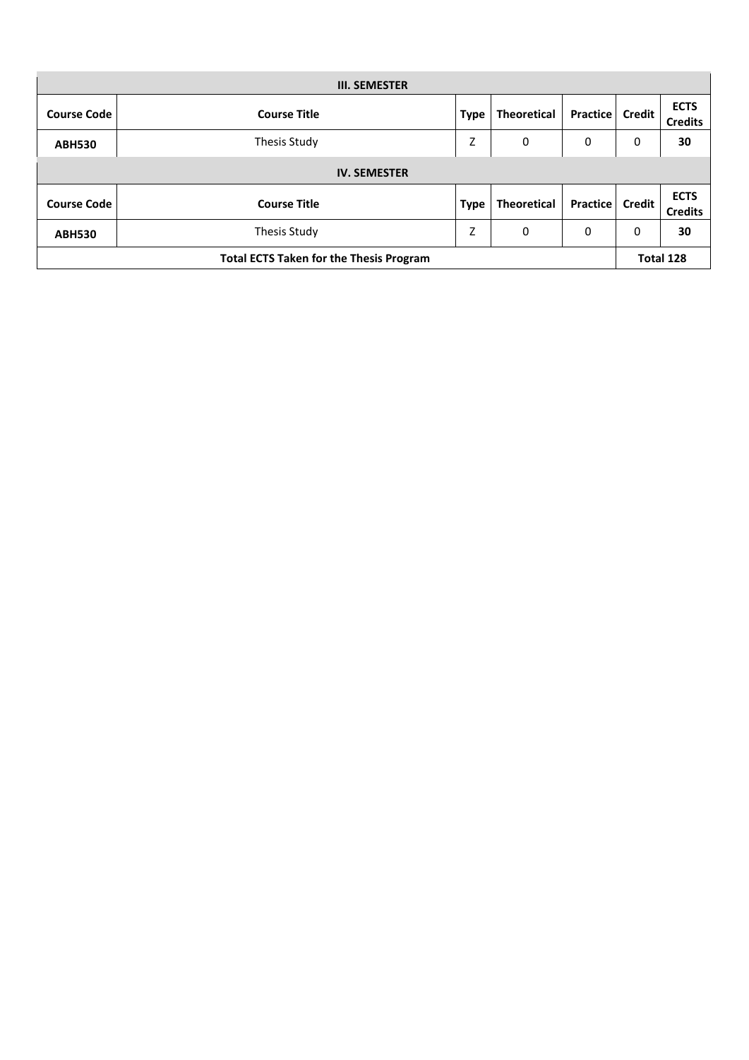| III. SEMESTER | | | | | | |
|---|---|---|---|---|---|---|
| **Course Code** | **Course Title** | **Type** | **Theoretical** | **Practice** | **Credit** | **ECTS Credits** |
| **ABH530** | Thesis Study | Z | 0 | 0 | 0 | **30** |

| IV. SEMESTER | | | | | | |
|---|---|---|---|---|---|---|
| **Course Code** | **Course Title** | **Type** | **Theoretical** | **Practice** | **Credit** | **ECTS Credits** |
| **ABH530** | Thesis Study | Z | 0 | 0 | 0 | **30** |
| **Total ECTS Taken for the Thesis Program** | | | | | **Total 128** | |